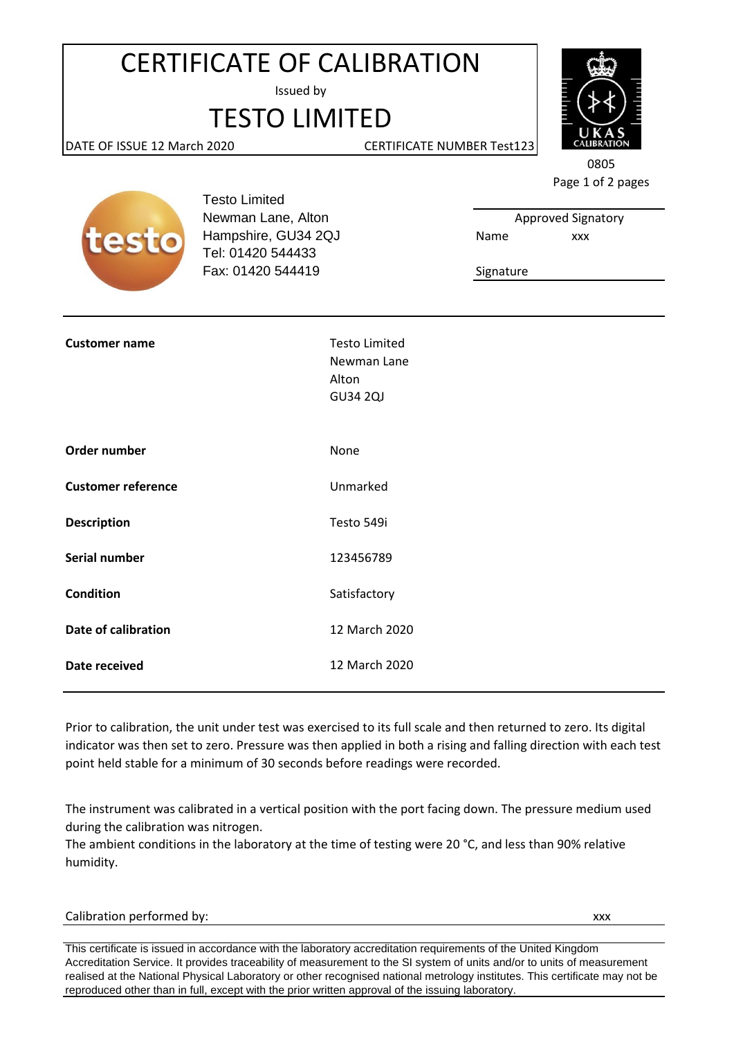# CERTIFICATE OF CALIBRATION

Issued by

## TESTO LIMITED

DATE OF ISSUE 12 March 2020 CERTIFICATE NUMBER Test123

UKAS CALIBRATION

0805

Testo Limited
Newman Lane, Alton
Hampshire, GU34 2QJ
Tel: 01420 544433
Fax: 01420 544419

| Approved Signatory | |
|---|---|
| Name | xxx |
| Signature | |

| | |
|---|---|
| **Customer name** | Testo Limited<br>Newman Lane<br>Alton<br>GU34 2QJ |
| **Order number** | None |
| **Customer reference** | Unmarked |
| **Description** | Testo 549i |
| **Serial number** | 123456789 |
| **Condition** | Satisfactory |
| **Date of calibration** | 12 March 2020 |
| **Date received** | 12 March 2020 |

Prior to calibration, the unit under test was exercised to its full scale and then returned to zero. Its digital indicator was then set to zero. Pressure was then applied in both a rising and falling direction with each test point held stable for a minimum of 30 seconds before readings were recorded.

The instrument was calibrated in a vertical position with the port facing down. The pressure medium used during the calibration was nitrogen.
The ambient conditions in the laboratory at the time of testing were 20 °C, and less than 90% relative humidity.

Calibration performed by: xxx

This certificate is issued in accordance with the laboratory accreditation requirements of the United Kingdom Accreditation Service. It provides traceability of measurement to the SI system of units and/or to units of measurement realised at the National Physical Laboratory or other recognised national metrology institutes. This certificate may not be reproduced other than in full, except with the prior written approval of the issuing laboratory.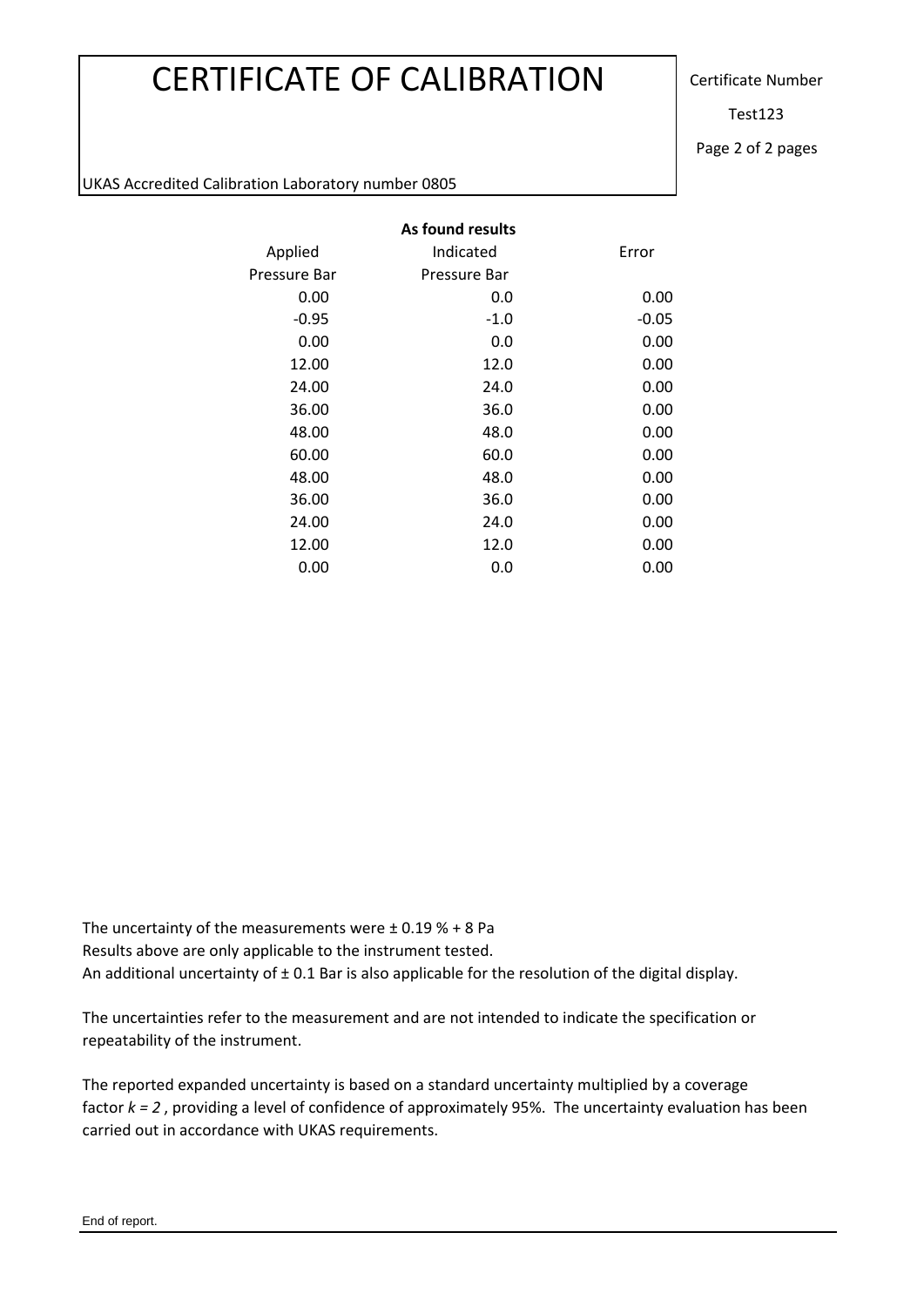# CERTIFICATE OF CALIBRATION

Certificate Number

Test123

UKAS Accredited Calibration Laboratory number 0805

**As found results**

| Applied Pressure Bar | Indicated Pressure Bar | Error |
|---|---|---|
| 0.00 | 0.0 | 0.00 |
| -0.95 | -1.0 | -0.05 |
| 0.00 | 0.0 | 0.00 |
| 12.00 | 12.0 | 0.00 |
| 24.00 | 24.0 | 0.00 |
| 36.00 | 36.0 | 0.00 |
| 48.00 | 48.0 | 0.00 |
| 60.00 | 60.0 | 0.00 |
| 48.00 | 48.0 | 0.00 |
| 36.00 | 36.0 | 0.00 |
| 24.00 | 24.0 | 0.00 |
| 12.00 | 12.0 | 0.00 |
| 0.00 | 0.0 | 0.00 |

The uncertainty of the measurements were ± 0.19 % + 8 Pa
Results above are only applicable to the instrument tested.
An additional uncertainty of ± 0.1 Bar is also applicable for the resolution of the digital display.

The uncertainties refer to the measurement and are not intended to indicate the specification or repeatability of the instrument.

The reported expanded uncertainty is based on a standard uncertainty multiplied by a coverage factor $k = 2$, providing a level of confidence of approximately 95%. The uncertainty evaluation has been carried out in accordance with UKAS requirements.

End of report.